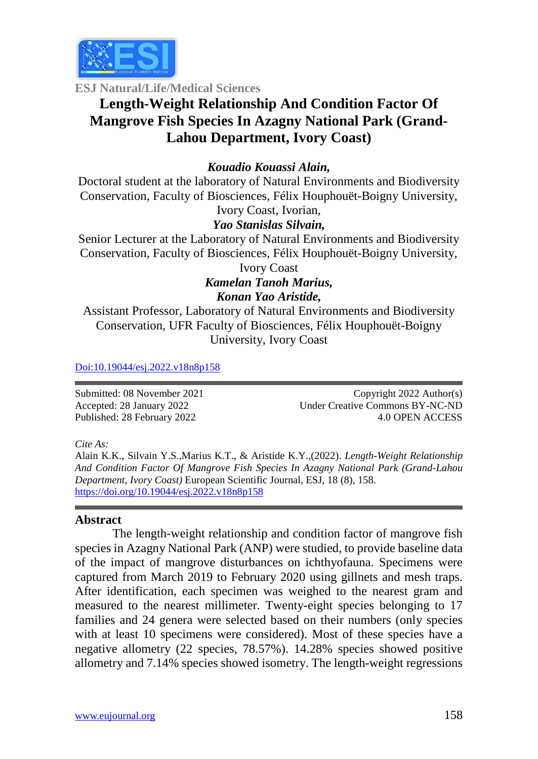ESJ Natural/Life/Medical Sciences

# Length-Weight Relationship And Condition Factor Of Mangrove Fish Species In Azagny National Park (Grand-Lahou Department, Ivory Coast)

***Kouadio Kouassi Alain,***
Doctoral student at the laboratory of Natural Environments and Biodiversity Conservation, Faculty of Biosciences, Félix Houphouët-Boigny University, Ivory Coast, Ivorian,

***Yao Stanislas Silvain,***
Senior Lecturer at the Laboratory of Natural Environments and Biodiversity Conservation, Faculty of Biosciences, Félix Houphouët-Boigny University, Ivory Coast

***Kamelan Tanoh Marius,***
***Konan Yao Aristide,***
Assistant Professor, Laboratory of Natural Environments and Biodiversity Conservation, UFR Faculty of Biosciences, Félix Houphouët-Boigny University, Ivory Coast

Doi:10.19044/esj.2022.v18n8p158

Submitted: 08 November 2021
Accepted: 28 January 2022
Published: 28 February 2022

Copyright 2022 Author(s)
Under Creative Commons BY-NC-ND
4.0 OPEN ACCESS

*Cite As:*
Alain K.K., Silvain Y.S.,Marius K.T., & Aristide K.Y.,(2022). *Length-Weight Relationship And Condition Factor Of Mangrove Fish Species In Azagny National Park (Grand-Lahou Department, Ivory Coast)* European Scientific Journal, ESJ, 18 (8), 158. https://doi.org/10.19044/esj.2022.v18n8p158

## Abstract

The length-weight relationship and condition factor of mangrove fish species in Azagny National Park (ANP) were studied, to provide baseline data of the impact of mangrove disturbances on ichthyofauna. Specimens were captured from March 2019 to February 2020 using gillnets and mesh traps. After identification, each specimen was weighed to the nearest gram and measured to the nearest millimeter. Twenty-eight species belonging to 17 families and 24 genera were selected based on their numbers (only species with at least 10 specimens were considered). Most of these species have a negative allometry (22 species, 78.57%). 14.28% species showed positive allometry and 7.14% species showed isometry. The length-weight regressions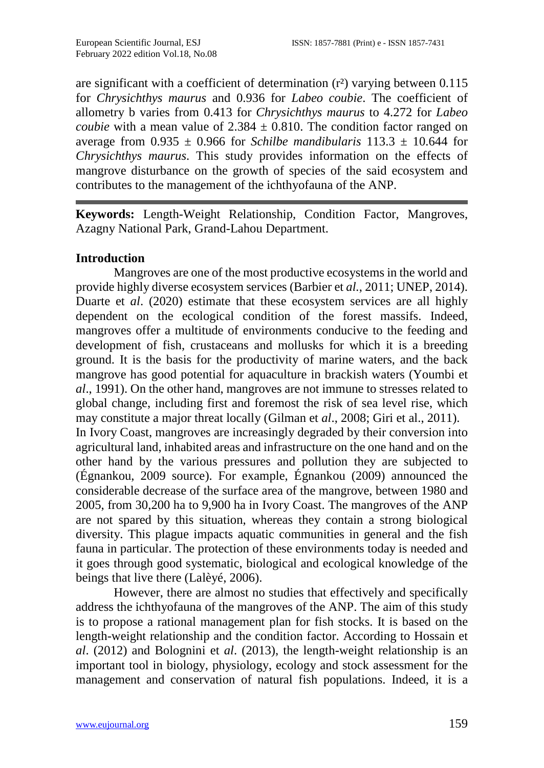are significant with a coefficient of determination ($r^2$) varying between 0.115 for *Chrysichthys maurus* and 0.936 for *Labeo coubie*. The coefficient of allometry b varies from 0.413 for *Chrysichthys maurus* to 4.272 for *Labeo coubie* with a mean value of 2.384 ± 0.810. The condition factor ranged on average from 0.935 ± 0.966 for *Schilbe mandibularis* 113.3 ± 10.644 for *Chrysichthys maurus*. This study provides information on the effects of mangrove disturbance on the growth of species of the said ecosystem and contributes to the management of the ichthyofauna of the ANP.

---

**Keywords:** Length-Weight Relationship, Condition Factor, Mangroves, Azagny National Park, Grand-Lahou Department.

## Introduction

Mangroves are one of the most productive ecosystems in the world and provide highly diverse ecosystem services (Barbier et *al.*, 2011; UNEP, 2014). Duarte et *al*. (2020) estimate that these ecosystem services are all highly dependent on the ecological condition of the forest massifs. Indeed, mangroves offer a multitude of environments conducive to the feeding and development of fish, crustaceans and mollusks for which it is a breeding ground. It is the basis for the productivity of marine waters, and the back mangrove has good potential for aquaculture in brackish waters (Youmbi et *al*., 1991). On the other hand, mangroves are not immune to stresses related to global change, including first and foremost the risk of sea level rise, which may constitute a major threat locally (Gilman et *al*., 2008; Giri et al., 2011). In Ivory Coast, mangroves are increasingly degraded by their conversion into agricultural land, inhabited areas and infrastructure on the one hand and on the other hand by the various pressures and pollution they are subjected to (Égnankou, 2009 source). For example, Égnankou (2009) announced the considerable decrease of the surface area of the mangrove, between 1980 and 2005, from 30,200 ha to 9,900 ha in Ivory Coast. The mangroves of the ANP are not spared by this situation, whereas they contain a strong biological diversity. This plague impacts aquatic communities in general and the fish fauna in particular. The protection of these environments today is needed and it goes through good systematic, biological and ecological knowledge of the beings that live there (Lalèyé, 2006).

However, there are almost no studies that effectively and specifically address the ichthyofauna of the mangroves of the ANP. The aim of this study is to propose a rational management plan for fish stocks. It is based on the length-weight relationship and the condition factor. According to Hossain et *al*. (2012) and Bolognini et *al*. (2013), the length-weight relationship is an important tool in biology, physiology, ecology and stock assessment for the management and conservation of natural fish populations. Indeed, it is a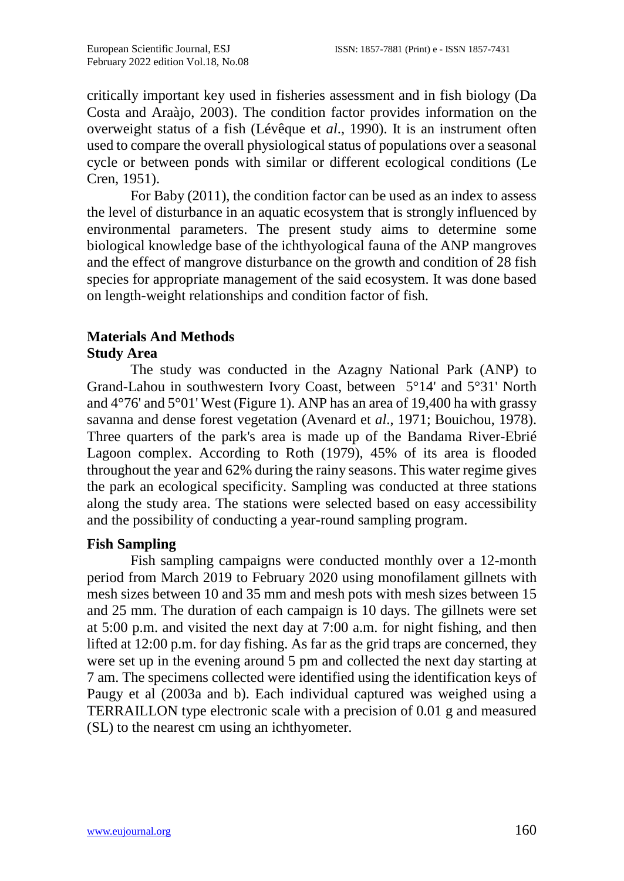critically important key used in fisheries assessment and in fish biology (Da Costa and Araàjo, 2003). The condition factor provides information on the overweight status of a fish (Lévêque et *al*., 1990). It is an instrument often used to compare the overall physiological status of populations over a seasonal cycle or between ponds with similar or different ecological conditions (Le Cren, 1951).

For Baby (2011), the condition factor can be used as an index to assess the level of disturbance in an aquatic ecosystem that is strongly influenced by environmental parameters. The present study aims to determine some biological knowledge base of the ichthyological fauna of the ANP mangroves and the effect of mangrove disturbance on the growth and condition of 28 fish species for appropriate management of the said ecosystem. It was done based on length-weight relationships and condition factor of fish.

## Materials And Methods

### Study Area

The study was conducted in the Azagny National Park (ANP) to Grand-Lahou in southwestern Ivory Coast, between 5°14' and 5°31' North and 4°76' and 5°01' West (Figure 1). ANP has an area of 19,400 ha with grassy savanna and dense forest vegetation (Avenard et *al*., 1971; Bouichou, 1978). Three quarters of the park's area is made up of the Bandama River-Ebrié Lagoon complex. According to Roth (1979), 45% of its area is flooded throughout the year and 62% during the rainy seasons. This water regime gives the park an ecological specificity. Sampling was conducted at three stations along the study area. The stations were selected based on easy accessibility and the possibility of conducting a year-round sampling program.

### Fish Sampling

Fish sampling campaigns were conducted monthly over a 12-month period from March 2019 to February 2020 using monofilament gillnets with mesh sizes between 10 and 35 mm and mesh pots with mesh sizes between 15 and 25 mm. The duration of each campaign is 10 days. The gillnets were set at 5:00 p.m. and visited the next day at 7:00 a.m. for night fishing, and then lifted at 12:00 p.m. for day fishing. As far as the grid traps are concerned, they were set up in the evening around 5 pm and collected the next day starting at 7 am. The specimens collected were identified using the identification keys of Paugy et al (2003a and b). Each individual captured was weighed using a TERRAILLON type electronic scale with a precision of 0.01 g and measured (SL) to the nearest cm using an ichthyometer.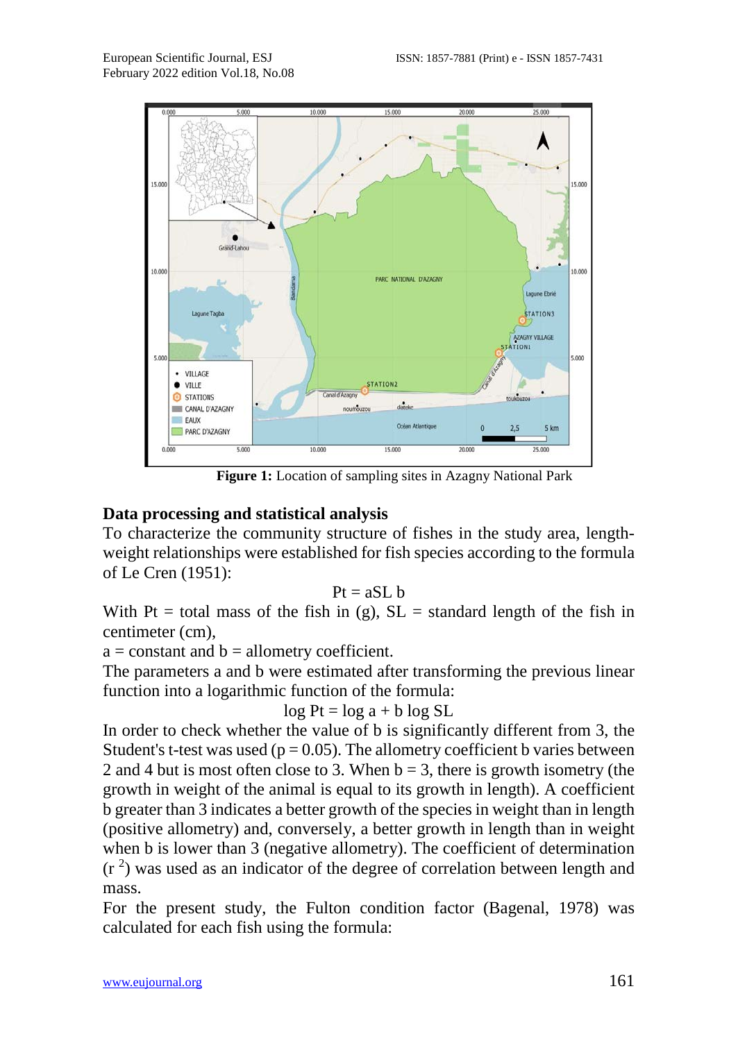**Figure 1:** Location of sampling sites in Azagny National Park

## Data processing and statistical analysis

To characterize the community structure of fishes in the study area, length-weight relationships were established for fish species according to the formula of Le Cren (1951):

$$Pt = aSL\ b$$

With Pt = total mass of the fish in (g), SL = standard length of the fish in centimeter (cm),

a = constant and b = allometry coefficient.

The parameters a and b were estimated after transforming the previous linear function into a logarithmic function of the formula:

$$\log Pt = \log a + b \log SL$$

In order to check whether the value of b is significantly different from 3, the Student's t-test was used ($p = 0.05$). The allometry coefficient b varies between 2 and 4 but is most often close to 3. When b = 3, there is growth isometry (the growth in weight of the animal is equal to its growth in length). A coefficient b greater than 3 indicates a better growth of the species in weight than in length (positive allometry) and, conversely, a better growth in length than in weight when b is lower than 3 (negative allometry). The coefficient of determination ($r^2$) was used as an indicator of the degree of correlation between length and mass.

For the present study, the Fulton condition factor (Bagenal, 1978) was calculated for each fish using the formula: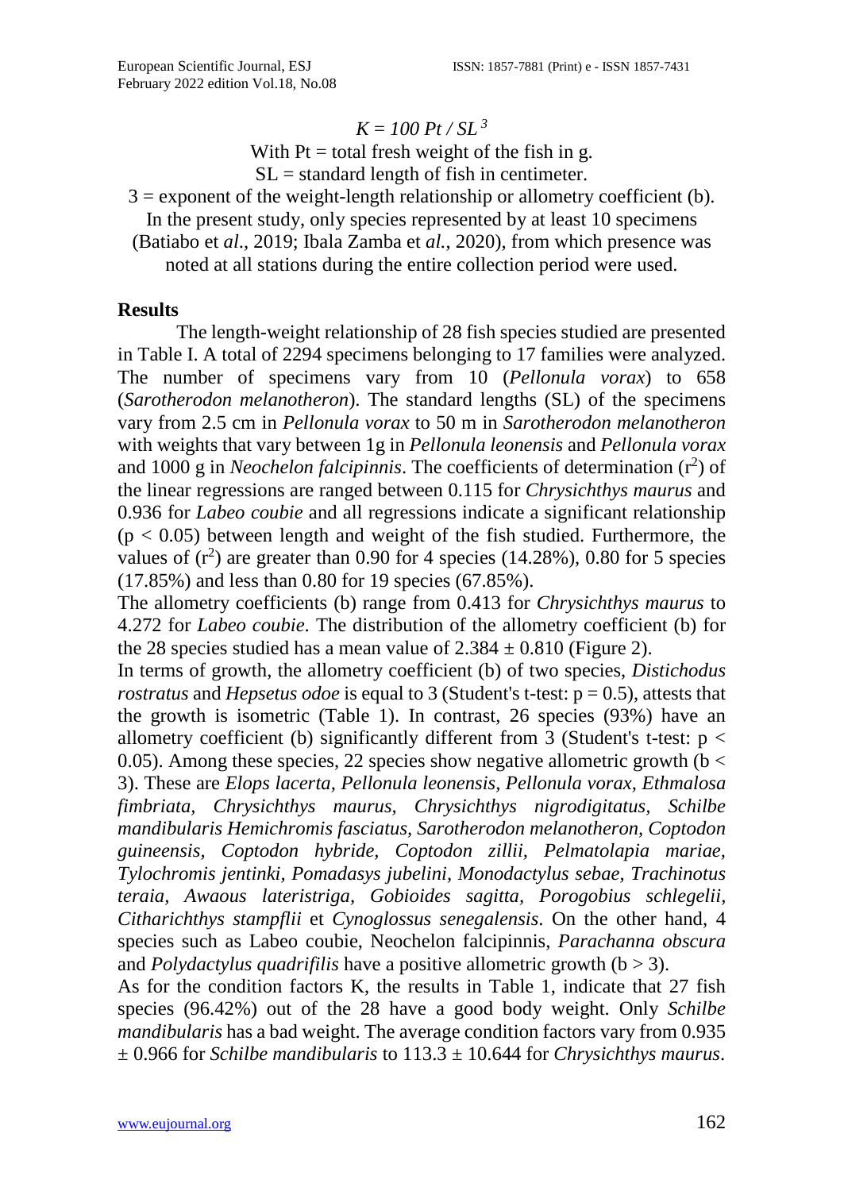$$K = 100\ Pt / SL^3$$

With Pt = total fresh weight of the fish in g.

SL = standard length of fish in centimeter.

3 = exponent of the weight-length relationship or allometry coefficient (b).

In the present study, only species represented by at least 10 specimens (Batiabo et *al*., 2019; Ibala Zamba et *al.*, 2020), from which presence was noted at all stations during the entire collection period were used.

## Results

The length-weight relationship of 28 fish species studied are presented in Table I. A total of 2294 specimens belonging to 17 families were analyzed. The number of specimens vary from 10 (*Pellonula vorax*) to 658 (*Sarotherodon melanotheron*). The standard lengths (SL) of the specimens vary from 2.5 cm in *Pellonula vorax* to 50 m in *Sarotherodon melanotheron* with weights that vary between 1g in *Pellonula leonensis* and *Pellonula vorax* and 1000 g in *Neochelon falcipinnis*. The coefficients of determination ($r^2$) of the linear regressions are ranged between 0.115 for *Chrysichthys maurus* and 0.936 for *Labeo coubie* and all regressions indicate a significant relationship ($p < 0.05$) between length and weight of the fish studied. Furthermore, the values of ($r^2$) are greater than 0.90 for 4 species (14.28%), 0.80 for 5 species (17.85%) and less than 0.80 for 19 species (67.85%).

The allometry coefficients (b) range from 0.413 for *Chrysichthys maurus* to 4.272 for *Labeo coubie*. The distribution of the allometry coefficient (b) for the 28 species studied has a mean value of $2.384 \pm 0.810$ (Figure 2).

In terms of growth, the allometry coefficient (b) of two species, *Distichodus rostratus* and *Hepsetus odoe* is equal to 3 (Student's t-test: $p = 0.5$), attests that the growth is isometric (Table 1). In contrast, 26 species (93%) have an allometry coefficient (b) significantly different from 3 (Student's t-test: $p < 0.05$). Among these species, 22 species show negative allometric growth ($b < 3$). These are *Elops lacerta*, *Pellonula leonensis*, *Pellonula vorax, Ethmalosa fimbriata, Chrysichthys maurus, Chrysichthys nigrodigitatus, Schilbe mandibularis Hemichromis fasciatus*, *Sarotherodon melanotheron*, *Coptodon guineensis, Coptodon hybride*, *Coptodon zillii, Pelmatolapia mariae, Tylochromis jentinki*, *Pomadasys jubelini*, *Monodactylus sebae*, *Trachinotus teraia, Awaous lateristriga, Gobioides sagitta, Porogobius schlegelii, Citharichthys stampflii* et *Cynoglossus senegalensis*. On the other hand, 4 species such as Labeo coubie, Neochelon falcipinnis, *Parachanna obscura* and *Polydactylus quadrifilis* have a positive allometric growth ($b > 3$).

As for the condition factors K, the results in Table 1, indicate that 27 fish species (96.42%) out of the 28 have a good body weight. Only *Schilbe mandibularis* has a bad weight. The average condition factors vary from $0.935 \pm 0.966$ for *Schilbe mandibularis* to $113.3 \pm 10.644$ for *Chrysichthys maurus*.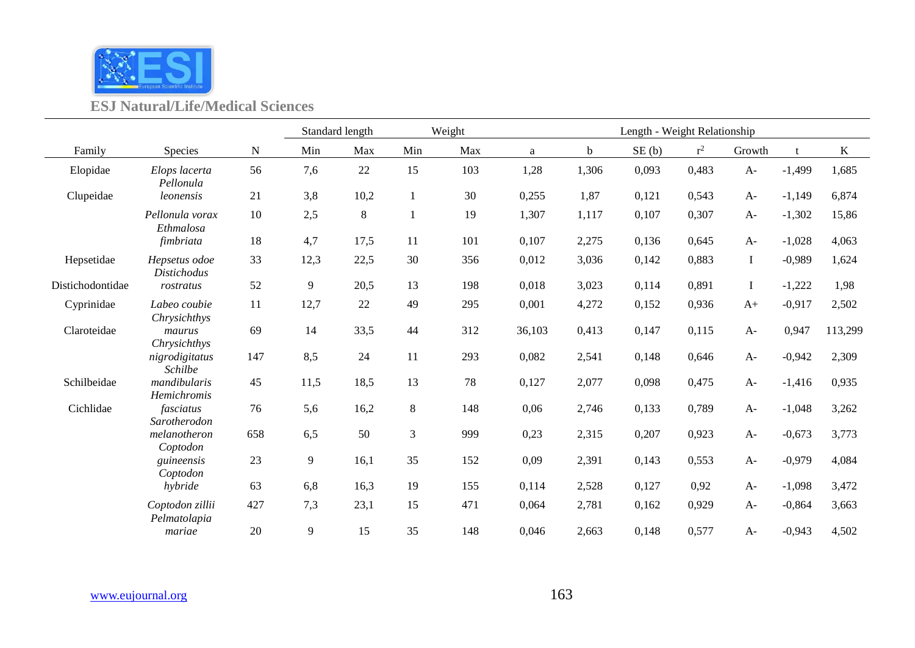| Family | Species | N | Standard length | | Weight | | Length - Weight Relationship | | | | | | |
|---|---|---|---|---|---|---|---|---|---|---|---|---|---|
| | | | Min | Max | Min | Max | a | b | SE (b) | $r^2$ | Growth | t | K |
| Elopidae | *Elops lacerta* | 56 | 7,6 | 22 | 15 | 103 | 1,28 | 1,306 | 0,093 | 0,483 | A- | -1,499 | 1,685 |
| Clupeidae | *Pellonula leonensis* | 21 | 3,8 | 10,2 | 1 | 30 | 0,255 | 1,87 | 0,121 | 0,543 | A- | -1,149 | 6,874 |
| | *Pellonula vorax* | 10 | 2,5 | 8 | 1 | 19 | 1,307 | 1,117 | 0,107 | 0,307 | A- | -1,302 | 15,86 |
| | *Ethmalosa fimbriata* | 18 | 4,7 | 17,5 | 11 | 101 | 0,107 | 2,275 | 0,136 | 0,645 | A- | -1,028 | 4,063 |
| Hepsetidae | *Hepsetus odoe* | 33 | 12,3 | 22,5 | 30 | 356 | 0,012 | 3,036 | 0,142 | 0,883 | I | -0,989 | 1,624 |
| Distichodontidae | *Distichodus rostratus* | 52 | 9 | 20,5 | 13 | 198 | 0,018 | 3,023 | 0,114 | 0,891 | I | -1,222 | 1,98 |
| Cyprinidae | *Labeo coubie* | 11 | 12,7 | 22 | 49 | 295 | 0,001 | 4,272 | 0,152 | 0,936 | A+ | -0,917 | 2,502 |
| Claroteidae | *Chrysichthys maurus* | 69 | 14 | 33,5 | 44 | 312 | 36,103 | 0,413 | 0,147 | 0,115 | A- | 0,947 | 113,299 |
| | *Chrysichthys nigrodigitatus* | 147 | 8,5 | 24 | 11 | 293 | 0,082 | 2,541 | 0,148 | 0,646 | A- | -0,942 | 2,309 |
| Schilbeidae | *Schilbe mandibularis* | 45 | 11,5 | 18,5 | 13 | 78 | 0,127 | 2,077 | 0,098 | 0,475 | A- | -1,416 | 0,935 |
| Cichlidae | *Hemichromis fasciatus* | 76 | 5,6 | 16,2 | 8 | 148 | 0,06 | 2,746 | 0,133 | 0,789 | A- | -1,048 | 3,262 |
| | *Sarotherodon melanotheron* | 658 | 6,5 | 50 | 3 | 999 | 0,23 | 2,315 | 0,207 | 0,923 | A- | -0,673 | 3,773 |
| | *Coptodon guineensis* | 23 | 9 | 16,1 | 35 | 152 | 0,09 | 2,391 | 0,143 | 0,553 | A- | -0,979 | 4,084 |
| | *Coptodon hybride* | 63 | 6,8 | 16,3 | 19 | 155 | 0,114 | 2,528 | 0,127 | 0,92 | A- | -1,098 | 3,472 |
| | *Coptodon zillii* | 427 | 7,3 | 23,1 | 15 | 471 | 0,064 | 2,781 | 0,162 | 0,929 | A- | -0,864 | 3,663 |
| | *Pelmatolapia mariae* | 20 | 9 | 15 | 35 | 148 | 0,046 | 2,663 | 0,148 | 0,577 | A- | -0,943 | 4,502 |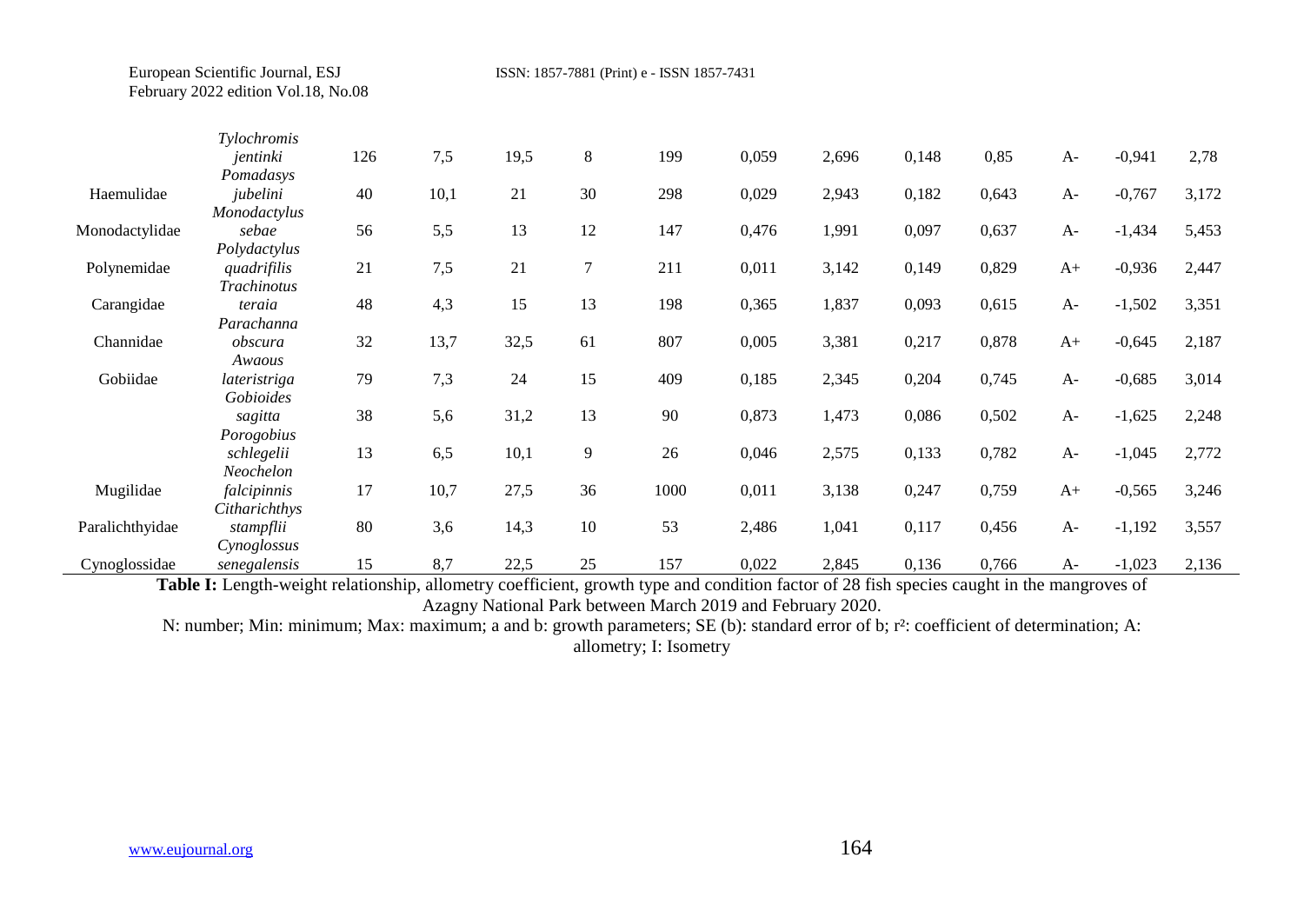| | | | | | | | | | | | | |
|---|---|---|---|---|---|---|---|---|---|---|---|---|
| | *Tylochromis jentinki* | 126 | 7,5 | 19,5 | 8 | 199 | 0,059 | 2,696 | 0,148 | 0,85 | A- | -0,941 | 2,78 |
| Haemulidae | *Pomadasys jubelini* | 40 | 10,1 | 21 | 30 | 298 | 0,029 | 2,943 | 0,182 | 0,643 | A- | -0,767 | 3,172 |
| Monodactylidae | *Monodactylus sebae* | 56 | 5,5 | 13 | 12 | 147 | 0,476 | 1,991 | 0,097 | 0,637 | A- | -1,434 | 5,453 |
| Polynemidae | *Polydactylus quadrifilis* | 21 | 7,5 | 21 | 7 | 211 | 0,011 | 3,142 | 0,149 | 0,829 | A+ | -0,936 | 2,447 |
| Carangidae | *Trachinotus teraia* | 48 | 4,3 | 15 | 13 | 198 | 0,365 | 1,837 | 0,093 | 0,615 | A- | -1,502 | 3,351 |
| Channidae | *Parachanna obscura* | 32 | 13,7 | 32,5 | 61 | 807 | 0,005 | 3,381 | 0,217 | 0,878 | A+ | -0,645 | 2,187 |
| Gobiidae | *Awaous lateristriga* | 79 | 7,3 | 24 | 15 | 409 | 0,185 | 2,345 | 0,204 | 0,745 | A- | -0,685 | 3,014 |
| | *Gobioides sagitta* | 38 | 5,6 | 31,2 | 13 | 90 | 0,873 | 1,473 | 0,086 | 0,502 | A- | -1,625 | 2,248 |
| | *Porogobius schlegelii* | 13 | 6,5 | 10,1 | 9 | 26 | 0,046 | 2,575 | 0,133 | 0,782 | A- | -1,045 | 2,772 |
| Mugilidae | *Neochelon falcipinnis* | 17 | 10,7 | 27,5 | 36 | 1000 | 0,011 | 3,138 | 0,247 | 0,759 | A+ | -0,565 | 3,246 |
| Paralichthyidae | *Citharichthys stampflii* | 80 | 3,6 | 14,3 | 10 | 53 | 2,486 | 1,041 | 0,117 | 0,456 | A- | -1,192 | 3,557 |
| Cynoglossidae | *Cynoglossus senegalensis* | 15 | 8,7 | 22,5 | 25 | 157 | 0,022 | 2,845 | 0,136 | 0,766 | A- | -1,023 | 2,136 |

**Table I:** Length-weight relationship, allometry coefficient, growth type and condition factor of 28 fish species caught in the mangroves of Azagny National Park between March 2019 and February 2020.

N: number; Min: minimum; Max: maximum; a and b: growth parameters; SE (b): standard error of b; r²: coefficient of determination; A: allometry; I: Isometry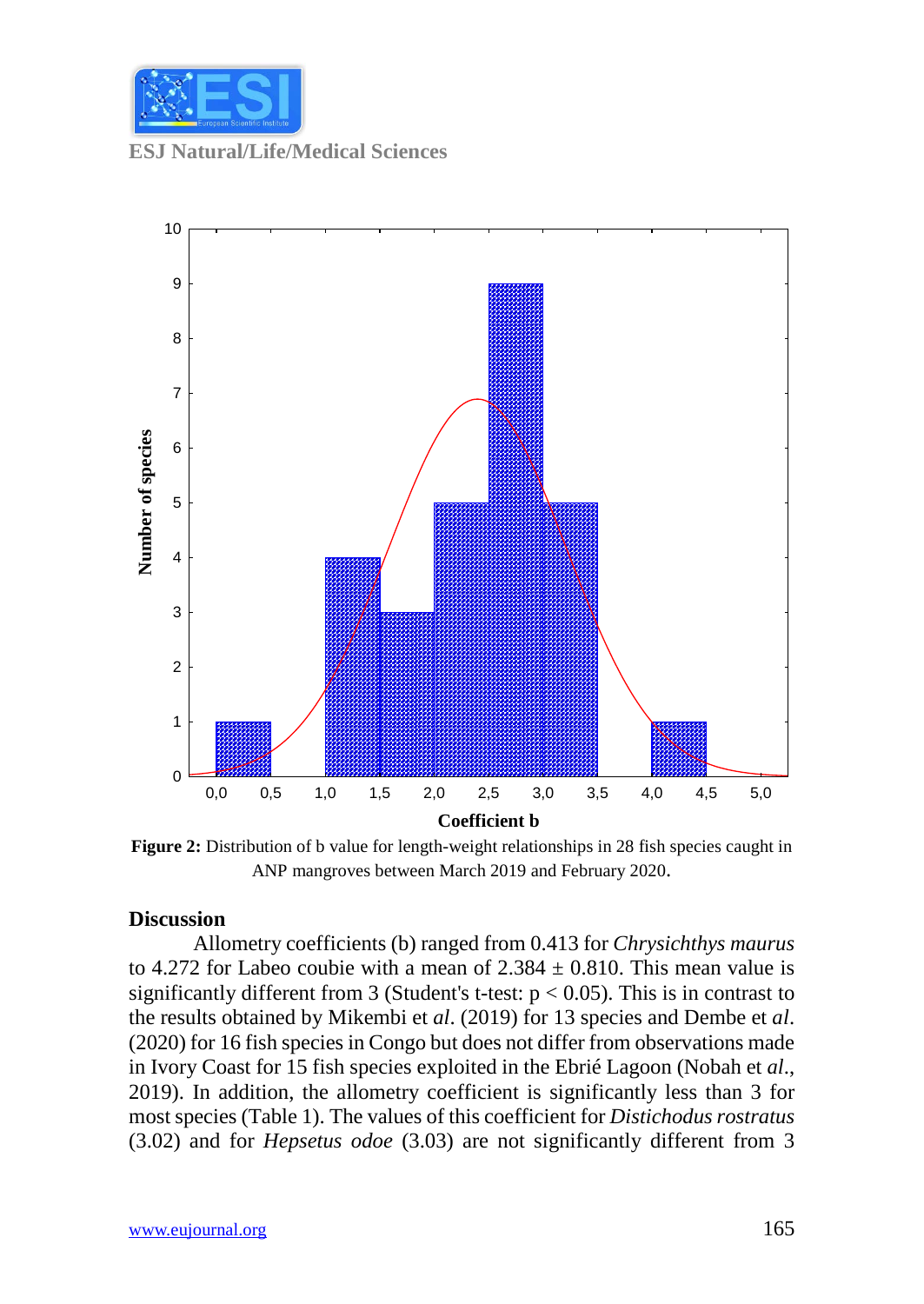Figure 2: Distribution of b value for length-weight relationships in 28 fish species caught in ANP mangroves between March 2019 and February 2020.

## Discussion

Allometry coefficients (b) ranged from 0.413 for *Chrysichthys maurus* to 4.272 for Labeo coubie with a mean of 2.384 ± 0.810. This mean value is significantly different from 3 (Student's t-test: $p < 0.05$). This is in contrast to the results obtained by Mikembi et *al*. (2019) for 13 species and Dembe et *al*. (2020) for 16 fish species in Congo but does not differ from observations made in Ivory Coast for 15 fish species exploited in the Ebrié Lagoon (Nobah et *al*., 2019). In addition, the allometry coefficient is significantly less than 3 for most species (Table 1). The values of this coefficient for *Distichodus rostratus* (3.02) and for *Hepsetus odoe* (3.03) are not significantly different from 3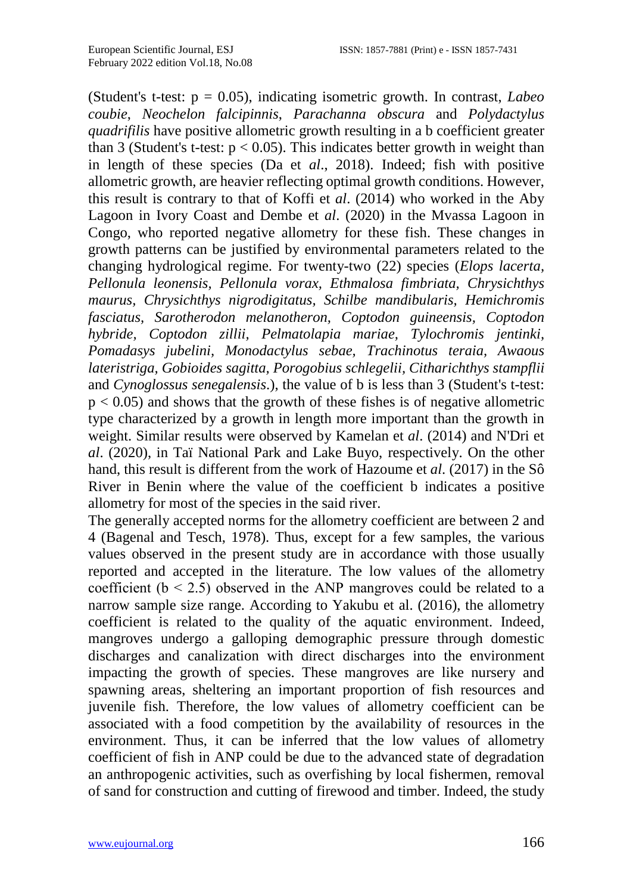(Student's t-test: $p = 0.05$), indicating isometric growth. In contrast, *Labeo coubie*, *Neochelon falcipinnis*, *Parachanna obscura* and *Polydactylus quadrifilis* have positive allometric growth resulting in a b coefficient greater than 3 (Student's t-test: $p < 0.05$). This indicates better growth in weight than in length of these species (Da et *al*., 2018). Indeed; fish with positive allometric growth, are heavier reflecting optimal growth conditions. However, this result is contrary to that of Koffi et *al*. (2014) who worked in the Aby Lagoon in Ivory Coast and Dembe et *al*. (2020) in the Mvassa Lagoon in Congo, who reported negative allometry for these fish. These changes in growth patterns can be justified by environmental parameters related to the changing hydrological regime. For twenty-two (22) species (*Elops lacerta, Pellonula leonensis, Pellonula vorax, Ethmalosa fimbriata, Chrysichthys maurus, Chrysichthys nigrodigitatus, Schilbe mandibularis, Hemichromis fasciatus, Sarotherodon melanotheron, Coptodon guineensis, Coptodon hybride, Coptodon zillii, Pelmatolapia mariae, Tylochromis jentinki, Pomadasys jubelini, Monodactylus sebae, Trachinotus teraia, Awaous lateristriga, Gobioides sagitta, Porogobius schlegelii, Citharichthys stampflii* and *Cynoglossus senegalensis*.), the value of b is less than 3 (Student's t-test: $p < 0.05$) and shows that the growth of these fishes is of negative allometric type characterized by a growth in length more important than the growth in weight. Similar results were observed by Kamelan et *al*. (2014) and N'Dri et *al*. (2020), in Taï National Park and Lake Buyo, respectively. On the other hand, this result is different from the work of Hazoume et *al*. (2017) in the Sô River in Benin where the value of the coefficient b indicates a positive allometry for most of the species in the said river.

The generally accepted norms for the allometry coefficient are between 2 and 4 (Bagenal and Tesch, 1978). Thus, except for a few samples, the various values observed in the present study are in accordance with those usually reported and accepted in the literature. The low values of the allometry coefficient ($b < 2.5$) observed in the ANP mangroves could be related to a narrow sample size range. According to Yakubu et al. (2016), the allometry coefficient is related to the quality of the aquatic environment. Indeed, mangroves undergo a galloping demographic pressure through domestic discharges and canalization with direct discharges into the environment impacting the growth of species. These mangroves are like nursery and spawning areas, sheltering an important proportion of fish resources and juvenile fish. Therefore, the low values of allometry coefficient can be associated with a food competition by the availability of resources in the environment. Thus, it can be inferred that the low values of allometry coefficient of fish in ANP could be due to the advanced state of degradation an anthropogenic activities, such as overfishing by local fishermen, removal of sand for construction and cutting of firewood and timber. Indeed, the study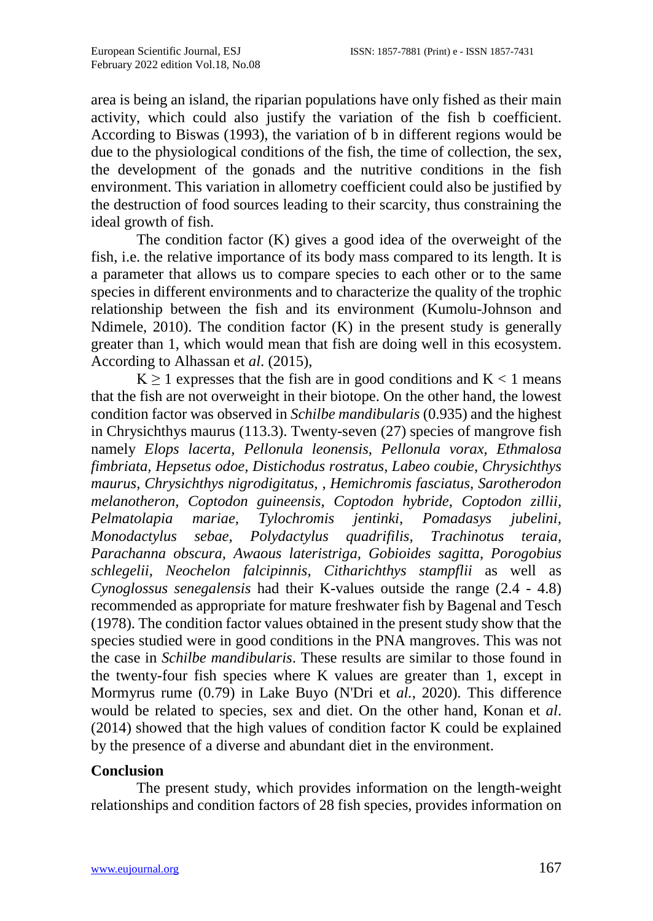area is being an island, the riparian populations have only fished as their main activity, which could also justify the variation of the fish b coefficient. According to Biswas (1993), the variation of b in different regions would be due to the physiological conditions of the fish, the time of collection, the sex, the development of the gonads and the nutritive conditions in the fish environment. This variation in allometry coefficient could also be justified by the destruction of food sources leading to their scarcity, thus constraining the ideal growth of fish.

The condition factor (K) gives a good idea of the overweight of the fish, i.e. the relative importance of its body mass compared to its length. It is a parameter that allows us to compare species to each other or to the same species in different environments and to characterize the quality of the trophic relationship between the fish and its environment (Kumolu-Johnson and Ndimele, 2010). The condition factor (K) in the present study is generally greater than 1, which would mean that fish are doing well in this ecosystem. According to Alhassan et *al*. (2015),

$K \geq 1$ expresses that the fish are in good conditions and $K < 1$ means that the fish are not overweight in their biotope. On the other hand, the lowest condition factor was observed in *Schilbe mandibularis* (0.935) and the highest in Chrysichthys maurus (113.3). Twenty-seven (27) species of mangrove fish namely *Elops lacerta, Pellonula leonensis, Pellonula vorax, Ethmalosa fimbriata, Hepsetus odoe, Distichodus rostratus, Labeo coubie, Chrysichthys maurus, Chrysichthys nigrodigitatus, , Hemichromis fasciatus, Sarotherodon melanotheron, Coptodon guineensis, Coptodon hybride, Coptodon zillii, Pelmatolapia mariae, Tylochromis jentinki, Pomadasys jubelini, Monodactylus sebae, Polydactylus quadrifilis, Trachinotus teraia, Parachanna obscura, Awaous lateristriga, Gobioides sagitta, Porogobius schlegelii, Neochelon falcipinnis, Citharichthys stampflii* as well as *Cynoglossus senegalensis* had their K-values outside the range (2.4 - 4.8) recommended as appropriate for mature freshwater fish by Bagenal and Tesch (1978). The condition factor values obtained in the present study show that the species studied were in good conditions in the PNA mangroves. This was not the case in *Schilbe mandibularis*. These results are similar to those found in the twenty-four fish species where K values are greater than 1, except in Mormyrus rume (0.79) in Lake Buyo (N'Dri et *al.*, 2020). This difference would be related to species, sex and diet. On the other hand, Konan et *al*. (2014) showed that the high values of condition factor K could be explained by the presence of a diverse and abundant diet in the environment.

## Conclusion

The present study, which provides information on the length-weight relationships and condition factors of 28 fish species, provides information on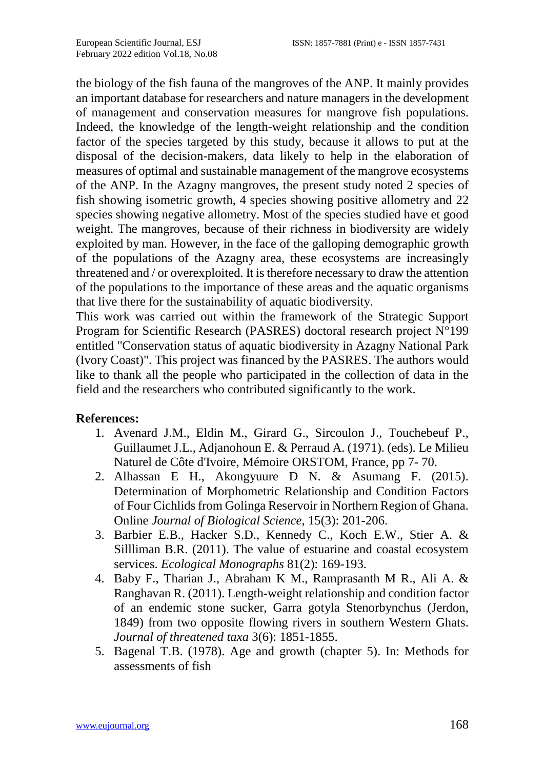the biology of the fish fauna of the mangroves of the ANP. It mainly provides an important database for researchers and nature managers in the development of management and conservation measures for mangrove fish populations. Indeed, the knowledge of the length-weight relationship and the condition factor of the species targeted by this study, because it allows to put at the disposal of the decision-makers, data likely to help in the elaboration of measures of optimal and sustainable management of the mangrove ecosystems of the ANP. In the Azagny mangroves, the present study noted 2 species of fish showing isometric growth, 4 species showing positive allometry and 22 species showing negative allometry. Most of the species studied have et good weight. The mangroves, because of their richness in biodiversity are widely exploited by man. However, in the face of the galloping demographic growth of the populations of the Azagny area, these ecosystems are increasingly threatened and / or overexploited. It is therefore necessary to draw the attention of the populations to the importance of these areas and the aquatic organisms that live there for the sustainability of aquatic biodiversity.

This work was carried out within the framework of the Strategic Support Program for Scientific Research (PASRES) doctoral research project N°199 entitled "Conservation status of aquatic biodiversity in Azagny National Park (Ivory Coast)". This project was financed by the PASRES. The authors would like to thank all the people who participated in the collection of data in the field and the researchers who contributed significantly to the work.

**References:**

1. Avenard J.M., Eldin M., Girard G., Sircoulon J., Touchebeuf P., Guillaumet J.L., Adjanohoun E. & Perraud A. (1971). (eds). Le Milieu Naturel de Côte d'Ivoire, Mémoire ORSTOM, France, pp 7- 70.
2. Alhassan E H., Akongyuure D N. & Asumang F. (2015). Determination of Morphometric Relationship and Condition Factors of Four Cichlids from Golinga Reservoir in Northern Region of Ghana. Online *Journal of Biological Science*, 15(3): 201-206.
3. Barbier E.B., Hacker S.D., Kennedy C., Koch E.W., Stier A. & Sillliman B.R. (2011). The value of estuarine and coastal ecosystem services. *Ecological Monographs* 81(2): 169-193.
4. Baby F., Tharian J., Abraham K M., Ramprasanth M R., Ali A. & Ranghavan R. (2011). Length-weight relationship and condition factor of an endemic stone sucker, Garra gotyla Stenorbynchus (Jerdon, 1849) from two opposite flowing rivers in southern Western Ghats. *Journal of threatened taxa* 3(6): 1851-1855.
5. Bagenal T.B. (1978). Age and growth (chapter 5). In: Methods for assessments of fish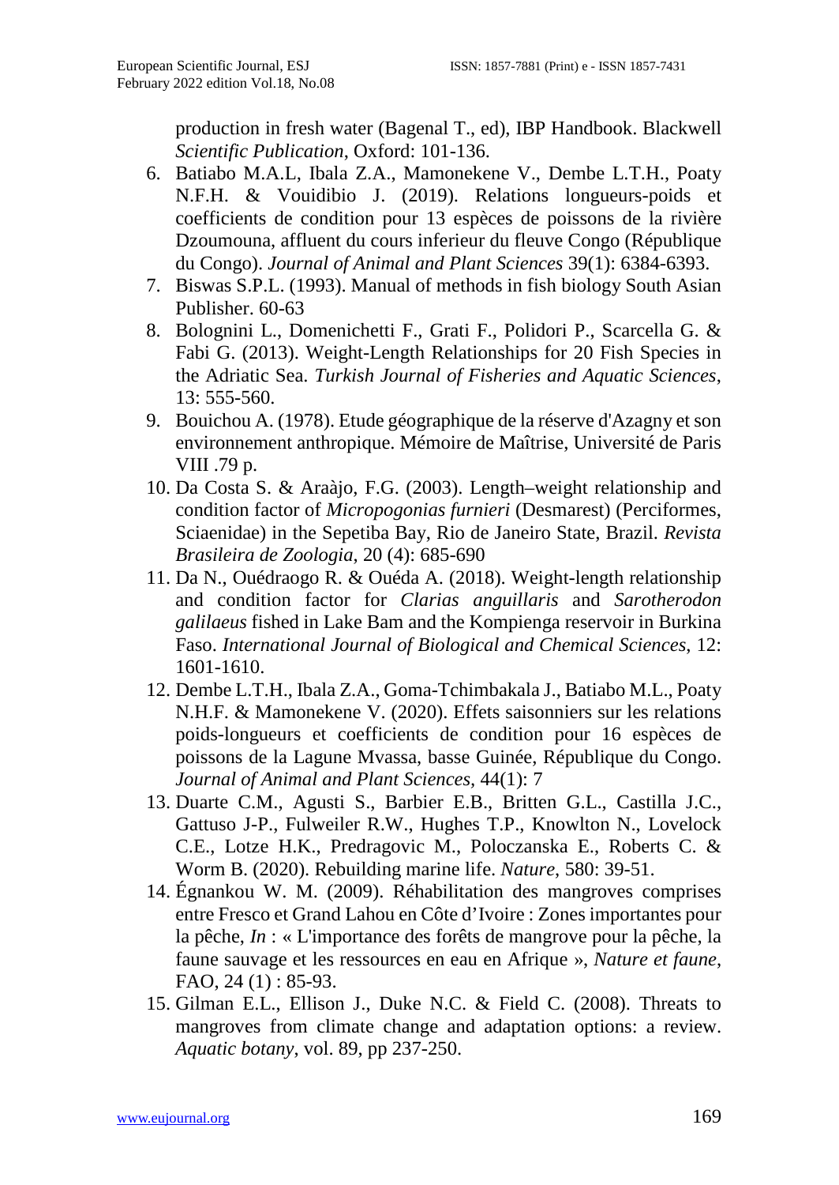production in fresh water (Bagenal T., ed), IBP Handbook. Blackwell *Scientific Publication*, Oxford: 101-136.

6. Batiabo M.A.L, Ibala Z.A., Mamonekene V., Dembe L.T.H., Poaty N.F.H. & Vouidibio J. (2019). Relations longueurs-poids et coefficients de condition pour 13 espèces de poissons de la rivière Dzoumouna, affluent du cours inferieur du fleuve Congo (République du Congo). *Journal of Animal and Plant Sciences* 39(1): 6384-6393.
7. Biswas S.P.L. (1993). Manual of methods in fish biology South Asian Publisher. 60-63
8. Bolognini L., Domenichetti F., Grati F., Polidori P., Scarcella G. & Fabi G. (2013). Weight-Length Relationships for 20 Fish Species in the Adriatic Sea. *Turkish Journal of Fisheries and Aquatic Sciences*, 13: 555-560.
9. Bouichou A. (1978). Etude géographique de la réserve d'Azagny et son environnement anthropique. Mémoire de Maîtrise, Université de Paris VIII .79 p.
10. Da Costa S. & Araàjo, F.G. (2003). Length–weight relationship and condition factor of *Micropogonias furnieri* (Desmarest) (Perciformes, Sciaenidae) in the Sepetiba Bay, Rio de Janeiro State, Brazil. *Revista Brasileira de Zoologia*, 20 (4): 685-690
11. Da N., Ouédraogo R. & Ouéda A. (2018). Weight-length relationship and condition factor for *Clarias anguillaris* and *Sarotherodon galilaeus* fished in Lake Bam and the Kompienga reservoir in Burkina Faso. *International Journal of Biological and Chemical Sciences*, 12: 1601-1610.
12. Dembe L.T.H., Ibala Z.A., Goma-Tchimbakala J., Batiabo M.L., Poaty N.H.F. & Mamonekene V. (2020). Effets saisonniers sur les relations poids-longueurs et coefficients de condition pour 16 espèces de poissons de la Lagune Mvassa, basse Guinée, République du Congo. *Journal of Animal and Plant Sciences*, 44(1): 7
13. Duarte C.M., Agusti S., Barbier E.B., Britten G.L., Castilla J.C., Gattuso J-P., Fulweiler R.W., Hughes T.P., Knowlton N., Lovelock C.E., Lotze H.K., Predragovic M., Poloczanska E., Roberts C. & Worm B. (2020). Rebuilding marine life. *Nature*, 580: 39-51.
14. Égnankou W. M. (2009). Réhabilitation des mangroves comprises entre Fresco et Grand Lahou en Côte d'Ivoire : Zones importantes pour la pêche, *In* : « L'importance des forêts de mangrove pour la pêche, la faune sauvage et les ressources en eau en Afrique », *Nature et faune*, FAO, 24 (1) : 85-93.
15. Gilman E.L., Ellison J., Duke N.C. & Field C. (2008). Threats to mangroves from climate change and adaptation options: a review. *Aquatic botany*, vol. 89, pp 237-250.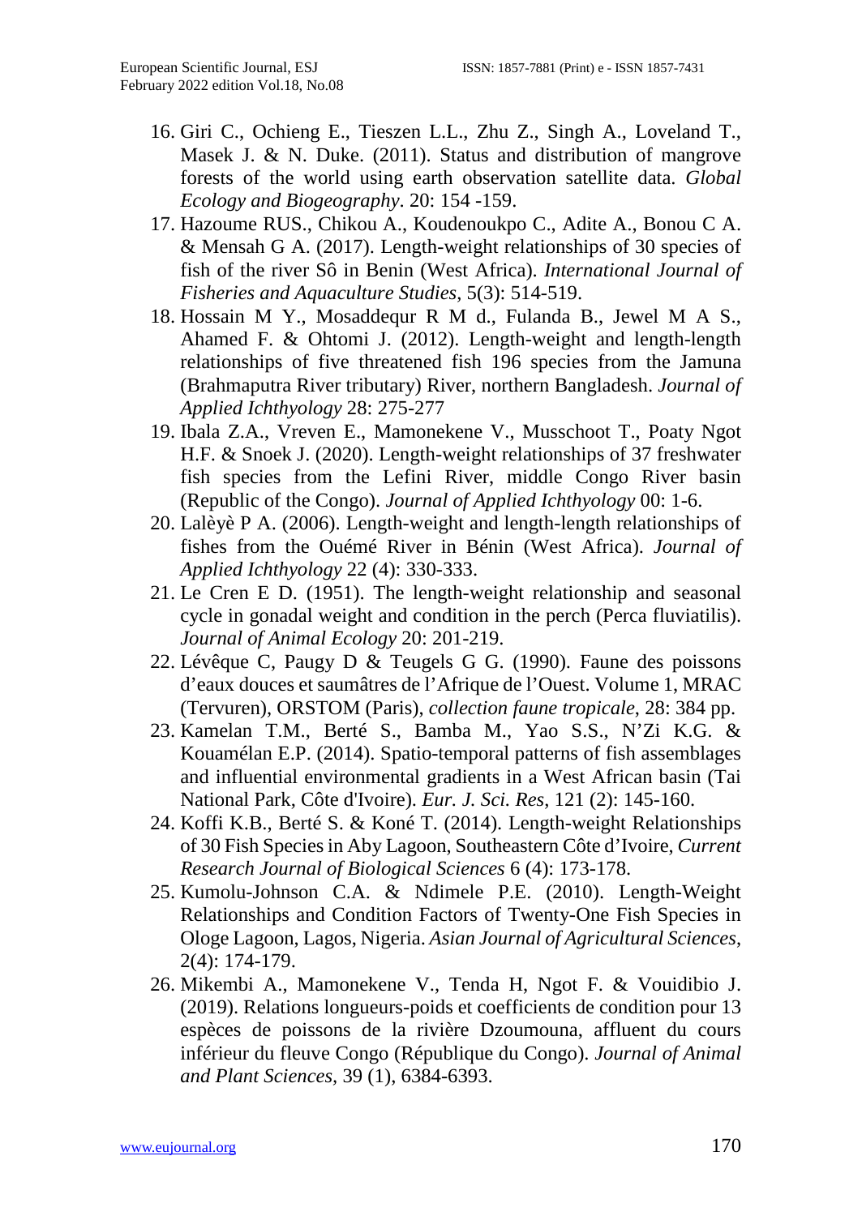16. Giri C., Ochieng E., Tieszen L.L., Zhu Z., Singh A., Loveland T., Masek J. & N. Duke. (2011). Status and distribution of mangrove forests of the world using earth observation satellite data. *Global Ecology and Biogeography*. 20: 154 -159.
17. Hazoume RUS., Chikou A., Koudenoukpo C., Adite A., Bonou C A. & Mensah G A. (2017). Length-weight relationships of 30 species of fish of the river Sô in Benin (West Africa). *International Journal of Fisheries and Aquaculture Studies*, 5(3): 514-519.
18. Hossain M Y., Mosaddequr R M d., Fulanda B., Jewel M A S., Ahamed F. & Ohtomi J. (2012). Length-weight and length-length relationships of five threatened fish 196 species from the Jamuna (Brahmaputra River tributary) River, northern Bangladesh. *Journal of Applied Ichthyology* 28: 275-277
19. Ibala Z.A., Vreven E., Mamonekene V., Musschoot T., Poaty Ngot H.F. & Snoek J. (2020). Length-weight relationships of 37 freshwater fish species from the Lefini River, middle Congo River basin (Republic of the Congo). *Journal of Applied Ichthyology* 00: 1-6.
20. Lalèyè P A. (2006). Length-weight and length-length relationships of fishes from the Ouémé River in Bénin (West Africa). *Journal of Applied Ichthyology* 22 (4): 330-333.
21. Le Cren E D. (1951). The length-weight relationship and seasonal cycle in gonadal weight and condition in the perch (Perca fluviatilis). *Journal of Animal Ecology* 20: 201-219.
22. Lévêque C, Paugy D & Teugels G G. (1990). Faune des poissons d'eaux douces et saumâtres de l'Afrique de l'Ouest. Volume 1, MRAC (Tervuren), ORSTOM (Paris), *collection faune tropicale*, 28: 384 pp.
23. Kamelan T.M., Berté S., Bamba M., Yao S.S., N'Zi K.G. & Kouamélan E.P. (2014). Spatio-temporal patterns of fish assemblages and influential environmental gradients in a West African basin (Tai National Park, Côte d'Ivoire). *Eur. J. Sci. Res*, 121 (2): 145-160.
24. Koffi K.B., Berté S. & Koné T. (2014). Length-weight Relationships of 30 Fish Species in Aby Lagoon, Southeastern Côte d'Ivoire, *Current Research Journal of Biological Sciences* 6 (4): 173-178.
25. Kumolu-Johnson C.A. & Ndimele P.E. (2010). Length-Weight Relationships and Condition Factors of Twenty-One Fish Species in Ologe Lagoon, Lagos, Nigeria. *Asian Journal of Agricultural Sciences*, 2(4): 174-179.
26. Mikembi A., Mamonekene V., Tenda H, Ngot F. & Vouidibio J. (2019). Relations longueurs-poids et coefficients de condition pour 13 espèces de poissons de la rivière Dzoumouna, affluent du cours inférieur du fleuve Congo (République du Congo). *Journal of Animal and Plant Sciences,* 39 (1), 6384-6393.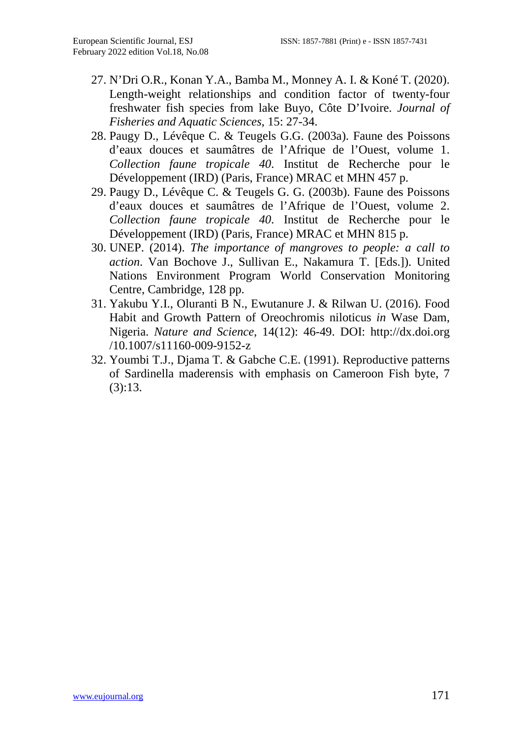27. N'Dri O.R., Konan Y.A., Bamba M., Monney A. I. & Koné T. (2020). Length-weight relationships and condition factor of twenty-four freshwater fish species from lake Buyo, Côte D'Ivoire. *Journal of Fisheries and Aquatic Sciences*, 15: 27-34.
28. Paugy D., Lévêque C. & Teugels G.G. (2003a). Faune des Poissons d'eaux douces et saumâtres de l'Afrique de l'Ouest, volume 1. *Collection faune tropicale 40*. Institut de Recherche pour le Développement (IRD) (Paris, France) MRAC et MHN 457 p.
29. Paugy D., Lévêque C. & Teugels G. G. (2003b). Faune des Poissons d'eaux douces et saumâtres de l'Afrique de l'Ouest, volume 2. *Collection faune tropicale 40*. Institut de Recherche pour le Développement (IRD) (Paris, France) MRAC et MHN 815 p.
30. UNEP. (2014). *The importance of mangroves to people: a call to action*. Van Bochove J., Sullivan E., Nakamura T. [Eds.]). United Nations Environment Program World Conservation Monitoring Centre, Cambridge, 128 pp.
31. Yakubu Y.I., Oluranti B N., Ewutanure J. & Rilwan U. (2016). Food Habit and Growth Pattern of Oreochromis niloticus *in* Wase Dam, Nigeria. *Nature and Science*, 14(12): 46-49. DOI: http://dx.doi.org /10.1007/s11160-009-9152-z
32. Youmbi T.J., Djama T. & Gabche C.E. (1991). Reproductive patterns of Sardinella maderensis with emphasis on Cameroon Fish byte, 7 (3):13.